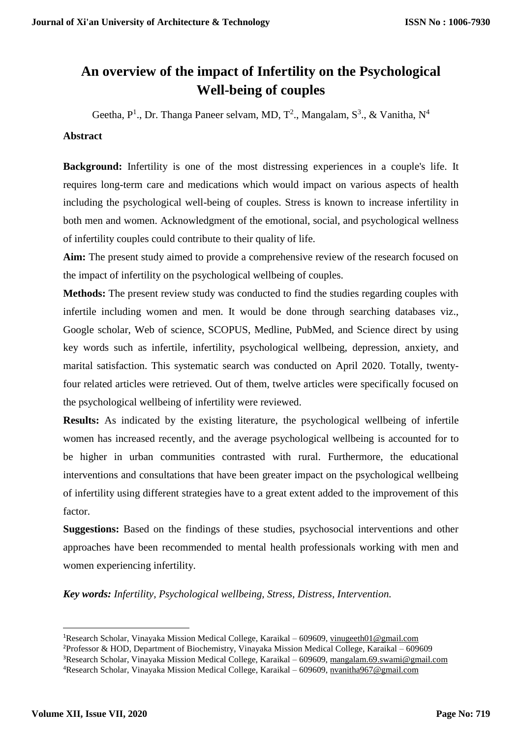# An overview of the impact of Infertility on the Psychological Well-being of couples

Geetha, P[1]., Dr. Thanga Paneer selvam, MD, T[2]., Mangalam, S[3]., & Vanitha, N[4]

## Abstract

**Background:** Infertility is one of the most distressing experiences in a couple's life. It requires long-term care and medications which would impact on various aspects of health including the psychological well-being of couples. Stress is known to increase infertility in both men and women. Acknowledgment of the emotional, social, and psychological wellness of infertility couples could contribute to their quality of life.

**Aim:** The present study aimed to provide a comprehensive review of the research focused on the impact of infertility on the psychological wellbeing of couples.

**Methods:** The present review study was conducted to find the studies regarding couples with infertile including women and men. It would be done through searching databases viz., Google scholar, Web of science, SCOPUS, Medline, PubMed, and Science direct by using key words such as infertile, infertility, psychological wellbeing, depression, anxiety, and marital satisfaction. This systematic search was conducted on April 2020. Totally, twenty-four related articles were retrieved. Out of them, twelve articles were specifically focused on the psychological wellbeing of infertility were reviewed.

**Results:** As indicated by the existing literature, the psychological wellbeing of infertile women has increased recently, and the average psychological wellbeing is accounted for to be higher in urban communities contrasted with rural. Furthermore, the educational interventions and consultations that have been greater impact on the psychological wellbeing of infertility using different strategies have to a great extent added to the improvement of this factor.

**Suggestions:** Based on the findings of these studies, psychosocial interventions and other approaches have been recommended to mental health professionals working with men and women experiencing infertility.

***Key words:** Infertility, Psychological wellbeing, Stress, Distress, Intervention.*

---

[1]Research Scholar, Vinayaka Mission Medical College, Karaikal – 609609, vinugeeth01@gmail.com
[2]Professor & HOD, Department of Biochemistry, Vinayaka Mission Medical College, Karaikal – 609609
[3]Research Scholar, Vinayaka Mission Medical College, Karaikal – 609609, mangalam.69.swami@gmail.com
[4]Research Scholar, Vinayaka Mission Medical College, Karaikal – 609609, nvanitha967@gmail.com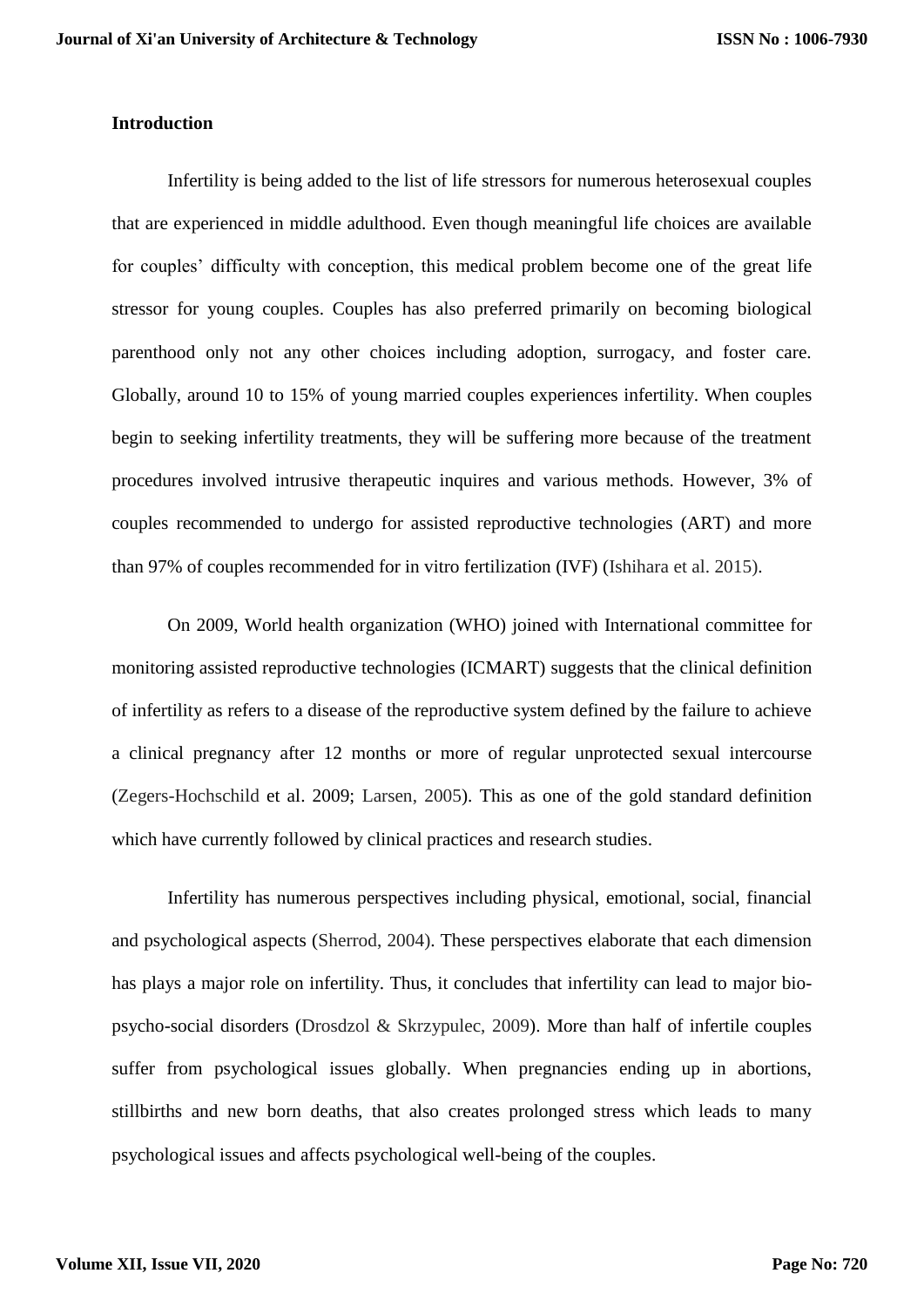## Introduction

Infertility is being added to the list of life stressors for numerous heterosexual couples that are experienced in middle adulthood. Even though meaningful life choices are available for couples' difficulty with conception, this medical problem become one of the great life stressor for young couples. Couples has also preferred primarily on becoming biological parenthood only not any other choices including adoption, surrogacy, and foster care. Globally, around 10 to 15% of young married couples experiences infertility. When couples begin to seeking infertility treatments, they will be suffering more because of the treatment procedures involved intrusive therapeutic inquires and various methods. However, 3% of couples recommended to undergo for assisted reproductive technologies (ART) and more than 97% of couples recommended for in vitro fertilization (IVF) (Ishihara et al. 2015).

On 2009, World health organization (WHO) joined with International committee for monitoring assisted reproductive technologies (ICMART) suggests that the clinical definition of infertility as refers to a disease of the reproductive system defined by the failure to achieve a clinical pregnancy after 12 months or more of regular unprotected sexual intercourse (Zegers-Hochschild et al. 2009; Larsen, 2005). This as one of the gold standard definition which have currently followed by clinical practices and research studies.

Infertility has numerous perspectives including physical, emotional, social, financial and psychological aspects (Sherrod, 2004). These perspectives elaborate that each dimension has plays a major role on infertility. Thus, it concludes that infertility can lead to major bio-psycho-social disorders (Drosdzol & Skrzypulec, 2009). More than half of infertile couples suffer from psychological issues globally. When pregnancies ending up in abortions, stillbirths and new born deaths, that also creates prolonged stress which leads to many psychological issues and affects psychological well-being of the couples.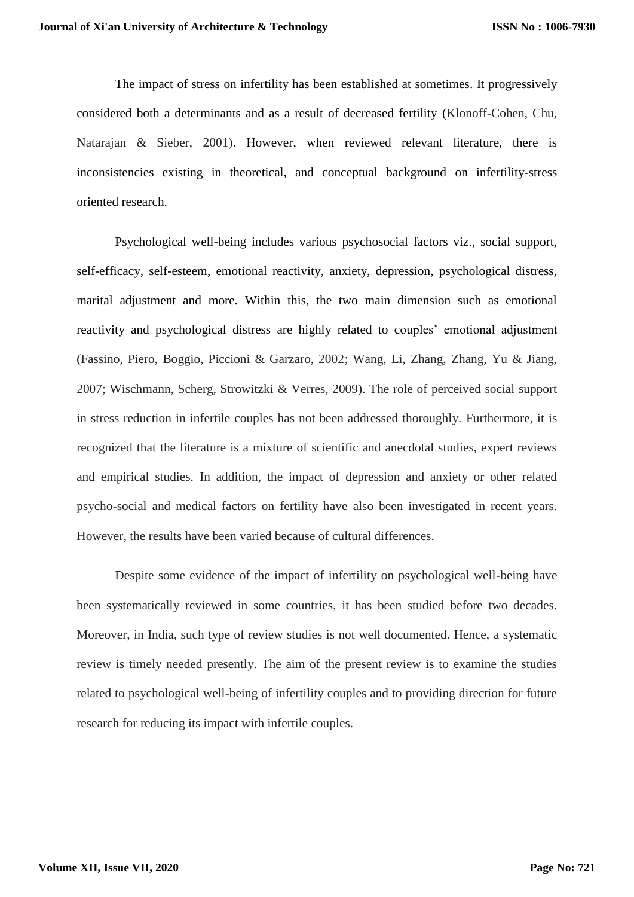The impact of stress on infertility has been established at sometimes. It progressively considered both a determinants and as a result of decreased fertility (Klonoff-Cohen, Chu, Natarajan & Sieber, 2001). However, when reviewed relevant literature, there is inconsistencies existing in theoretical, and conceptual background on infertility-stress oriented research.

Psychological well-being includes various psychosocial factors viz., social support, self-efficacy, self-esteem, emotional reactivity, anxiety, depression, psychological distress, marital adjustment and more. Within this, the two main dimension such as emotional reactivity and psychological distress are highly related to couples' emotional adjustment (Fassino, Piero, Boggio, Piccioni & Garzaro, 2002; Wang, Li, Zhang, Zhang, Yu & Jiang, 2007; Wischmann, Scherg, Strowitzki & Verres, 2009). The role of perceived social support in stress reduction in infertile couples has not been addressed thoroughly. Furthermore, it is recognized that the literature is a mixture of scientific and anecdotal studies, expert reviews and empirical studies. In addition, the impact of depression and anxiety or other related psycho-social and medical factors on fertility have also been investigated in recent years. However, the results have been varied because of cultural differences.

Despite some evidence of the impact of infertility on psychological well-being have been systematically reviewed in some countries, it has been studied before two decades. Moreover, in India, such type of review studies is not well documented. Hence, a systematic review is timely needed presently. The aim of the present review is to examine the studies related to psychological well-being of infertility couples and to providing direction for future research for reducing its impact with infertile couples.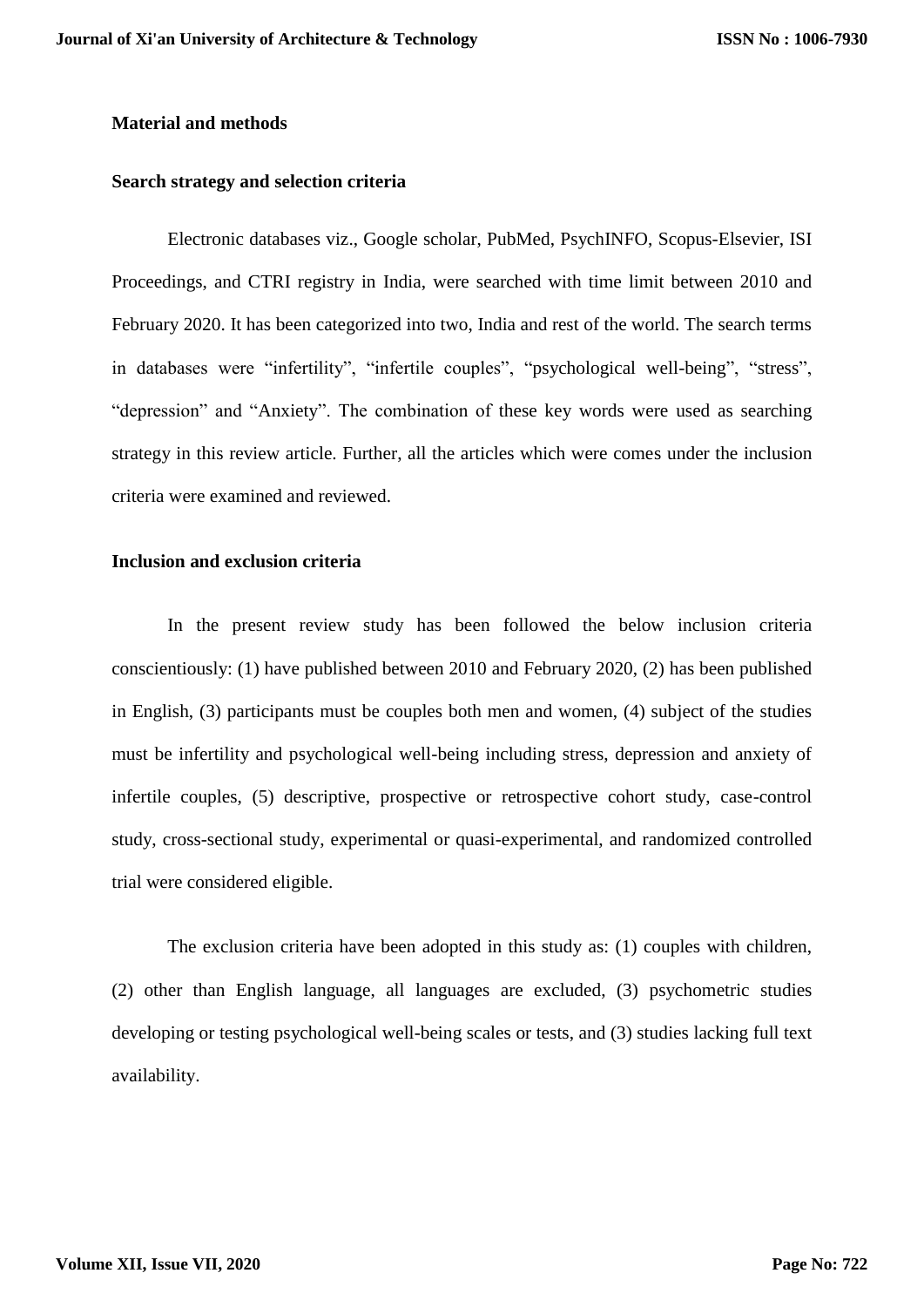## Material and methods

### Search strategy and selection criteria

Electronic databases viz., Google scholar, PubMed, PsychINFO, Scopus-Elsevier, ISI Proceedings, and CTRI registry in India, were searched with time limit between 2010 and February 2020. It has been categorized into two, India and rest of the world. The search terms in databases were "infertility", "infertile couples", "psychological well-being", "stress", "depression" and "Anxiety". The combination of these key words were used as searching strategy in this review article. Further, all the articles which were comes under the inclusion criteria were examined and reviewed.

### Inclusion and exclusion criteria

In the present review study has been followed the below inclusion criteria conscientiously: (1) have published between 2010 and February 2020, (2) has been published in English, (3) participants must be couples both men and women, (4) subject of the studies must be infertility and psychological well-being including stress, depression and anxiety of infertile couples, (5) descriptive, prospective or retrospective cohort study, case-control study, cross-sectional study, experimental or quasi-experimental, and randomized controlled trial were considered eligible.

The exclusion criteria have been adopted in this study as: (1) couples with children, (2) other than English language, all languages are excluded, (3) psychometric studies developing or testing psychological well-being scales or tests, and (3) studies lacking full text availability.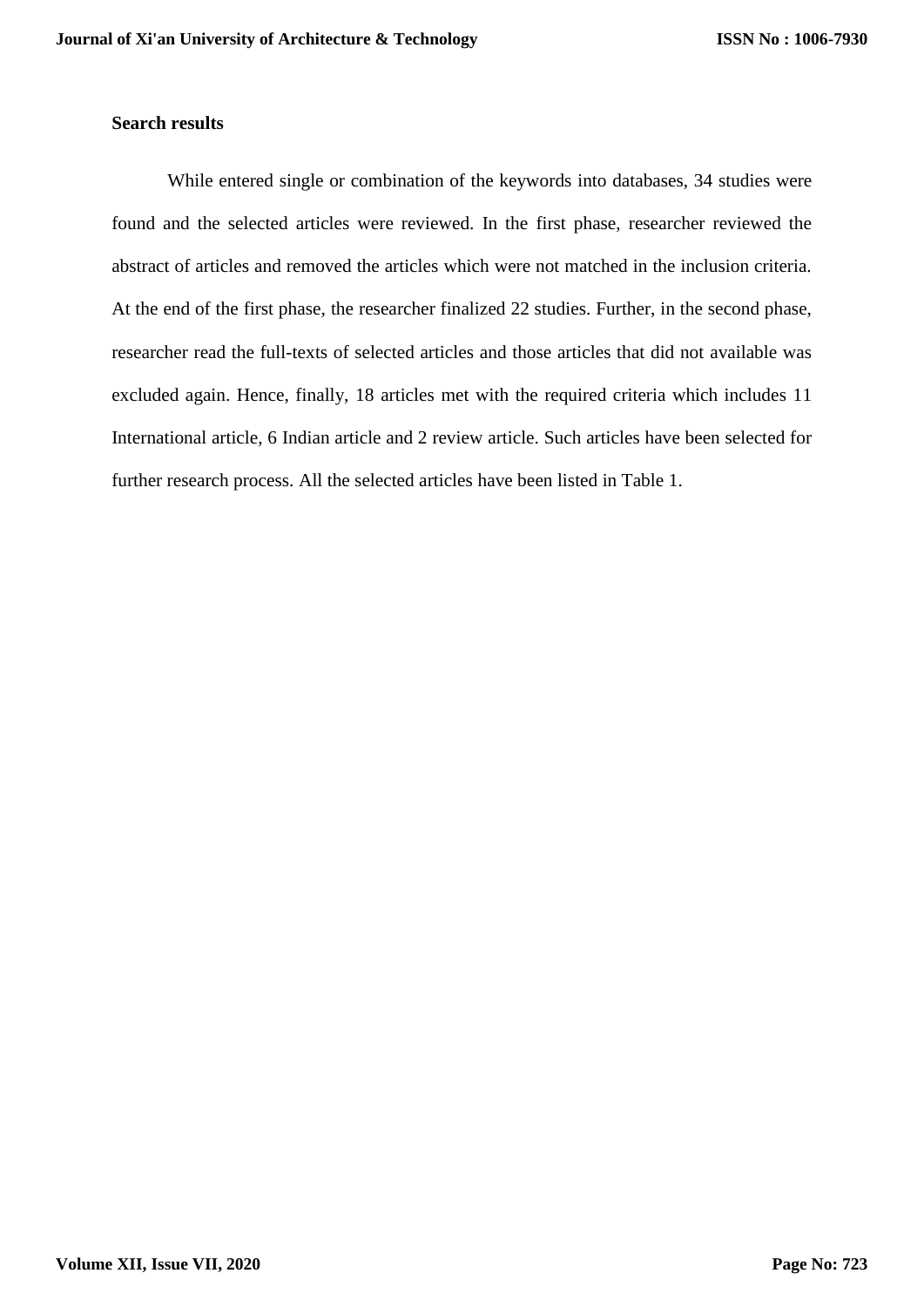**Search results**

While entered single or combination of the keywords into databases, 34 studies were found and the selected articles were reviewed. In the first phase, researcher reviewed the abstract of articles and removed the articles which were not matched in the inclusion criteria. At the end of the first phase, the researcher finalized 22 studies. Further, in the second phase, researcher read the full-texts of selected articles and those articles that did not available was excluded again. Hence, finally, 18 articles met with the required criteria which includes 11 International article, 6 Indian article and 2 review article. Such articles have been selected for further research process. All the selected articles have been listed in Table 1.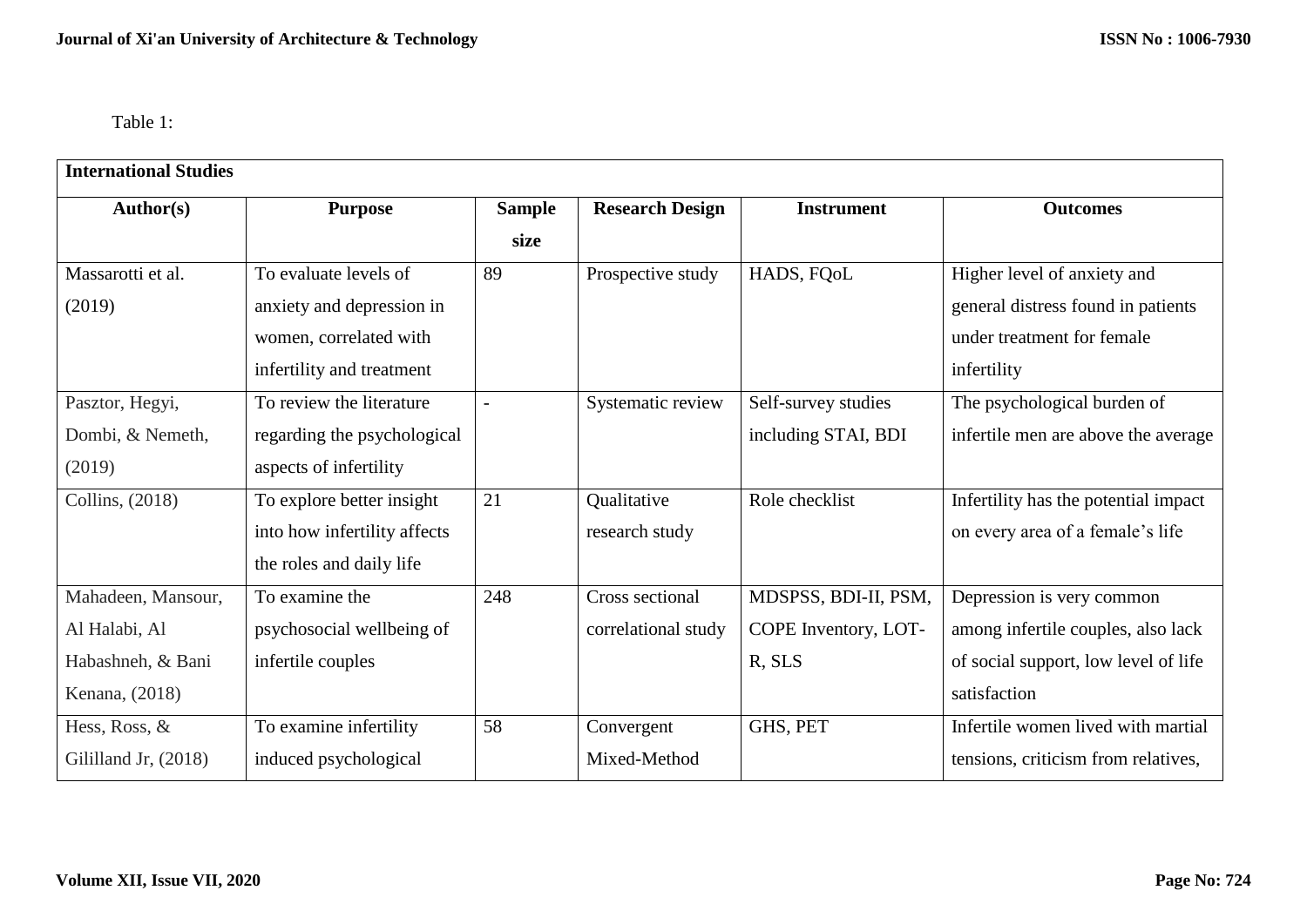Table 1:

| International Studies | | | | | |
|---|---|---|---|---|---|
| **Author(s)** | **Purpose** | **Sample size** | **Research Design** | **Instrument** | **Outcomes** |
| Massarotti et al. (2019) | To evaluate levels of anxiety and depression in women, correlated with infertility and treatment | 89 | Prospective study | HADS, FQoL | Higher level of anxiety and general distress found in patients under treatment for female infertility |
| Pasztor, Hegyi, Dombi, & Nemeth, (2019) | To review the literature regarding the psychological aspects of infertility | - | Systematic review | Self-survey studies including STAI, BDI | The psychological burden of infertile men are above the average |
| Collins, (2018) | To explore better insight into how infertility affects the roles and daily life | 21 | Qualitative research study | Role checklist | Infertility has the potential impact on every area of a female's life |
| Mahadeen, Mansour, Al Halabi, Al Habashneh, & Bani Kenana, (2018) | To examine the psychosocial wellbeing of infertile couples | 248 | Cross sectional correlational study | MDSPSS, BDI-II, PSM, COPE Inventory, LOT-R, SLS | Depression is very common among infertile couples, also lack of social support, low level of life satisfaction |
| Hess, Ross, & Gililland Jr, (2018) | To examine infertility induced psychological | 58 | Convergent Mixed-Method | GHS, PET | Infertile women lived with martial tensions, criticism from relatives, |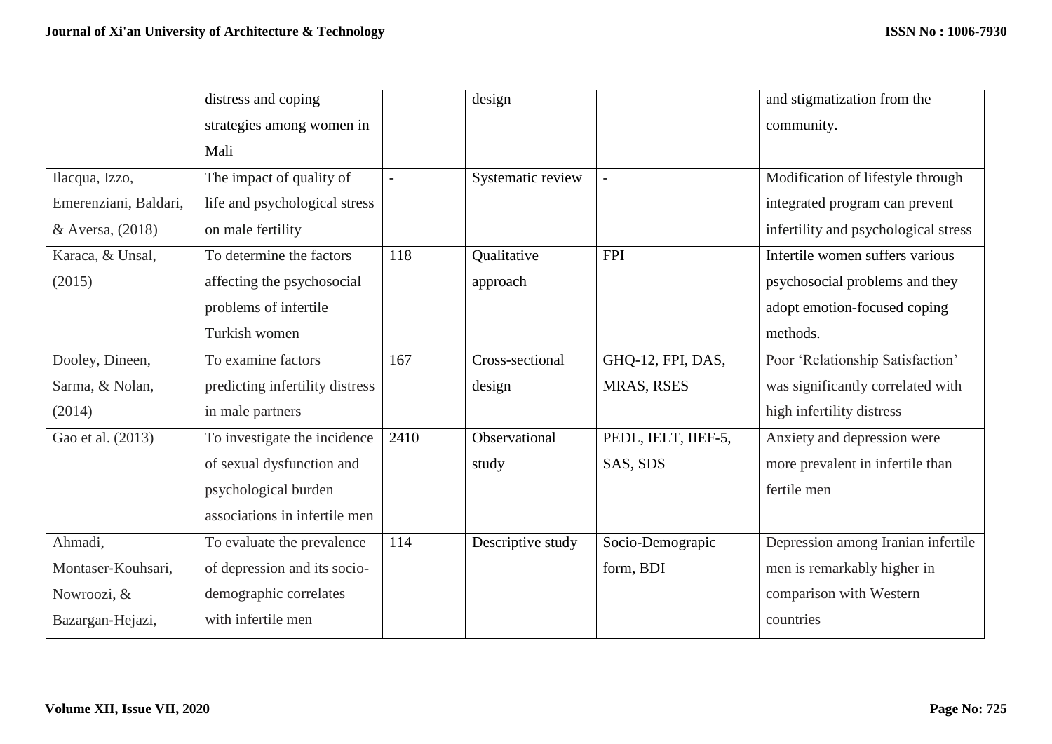| | | | | | |
|---|---|---|---|---|---|
| | distress and coping strategies among women in Mali | | design | | and stigmatization from the community. |
| Ilacqua, Izzo, Emerenziani, Baldari, & Aversa, (2018) | The impact of quality of life and psychological stress on male fertility | - | Systematic review | - | Modification of lifestyle through integrated program can prevent infertility and psychological stress |
| Karaca, & Unsal, (2015) | To determine the factors affecting the psychosocial problems of infertile Turkish women | 118 | Qualitative approach | FPI | Infertile women suffers various psychosocial problems and they adopt emotion-focused coping methods. |
| Dooley, Dineen, Sarma, & Nolan, (2014) | To examine factors predicting infertility distress in male partners | 167 | Cross-sectional design | GHQ-12, FPI, DAS, MRAS, RSES | Poor 'Relationship Satisfaction' was significantly correlated with high infertility distress |
| Gao et al. (2013) | To investigate the incidence of sexual dysfunction and psychological burden associations in infertile men | 2410 | Observational study | PEDL, IELT, IIEF-5, SAS, SDS | Anxiety and depression were more prevalent in infertile than fertile men |
| Ahmadi, Montaser-Kouhsari, Nowroozi, & Bazargan-Hejazi, | To evaluate the prevalence of depression and its socio-demographic correlates with infertile men | 114 | Descriptive study | Socio-Demograpic form, BDI | Depression among Iranian infertile men is remarkably higher in comparison with Western countries |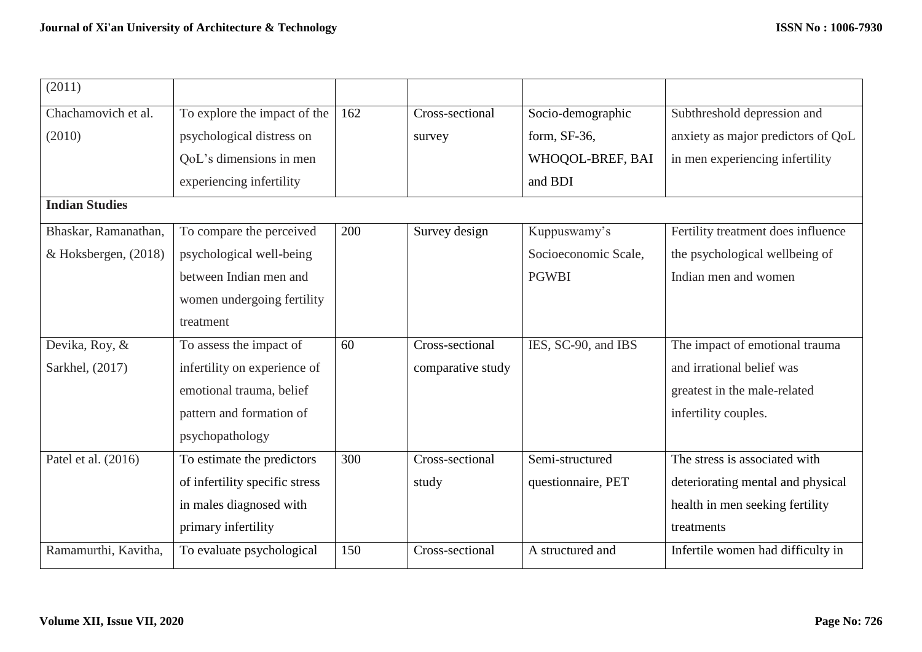| (2011) | | | | | |
|---|---|---|---|---|---|
| Chachamovich et al. (2010) | To explore the impact of the psychological distress on QoL's dimensions in men experiencing infertility | 162 | Cross-sectional survey | Socio-demographic form, SF-36, WHOQOL-BREF, BAI and BDI | Subthreshold depression and anxiety as major predictors of QoL in men experiencing infertility |
| **Indian Studies** | | | | | |
| Bhaskar, Ramanathan, & Hoksbergen, (2018) | To compare the perceived psychological well-being between Indian men and women undergoing fertility treatment | 200 | Survey design | Kuppuswamy's Socioeconomic Scale, PGWBI | Fertility treatment does influence the psychological wellbeing of Indian men and women |
| Devika, Roy, & Sarkhel, (2017) | To assess the impact of infertility on experience of emotional trauma, belief pattern and formation of psychopathology | 60 | Cross-sectional comparative study | IES, SC-90, and IBS | The impact of emotional trauma and irrational belief was greatest in the male-related infertility couples. |
| Patel et al. (2016) | To estimate the predictors of infertility specific stress in males diagnosed with primary infertility | 300 | Cross-sectional study | Semi-structured questionnaire, PET | The stress is associated with deteriorating mental and physical health in men seeking fertility treatments |
| Ramamurthi, Kavitha, | To evaluate psychological | 150 | Cross-sectional | A structured and | Infertile women had difficulty in |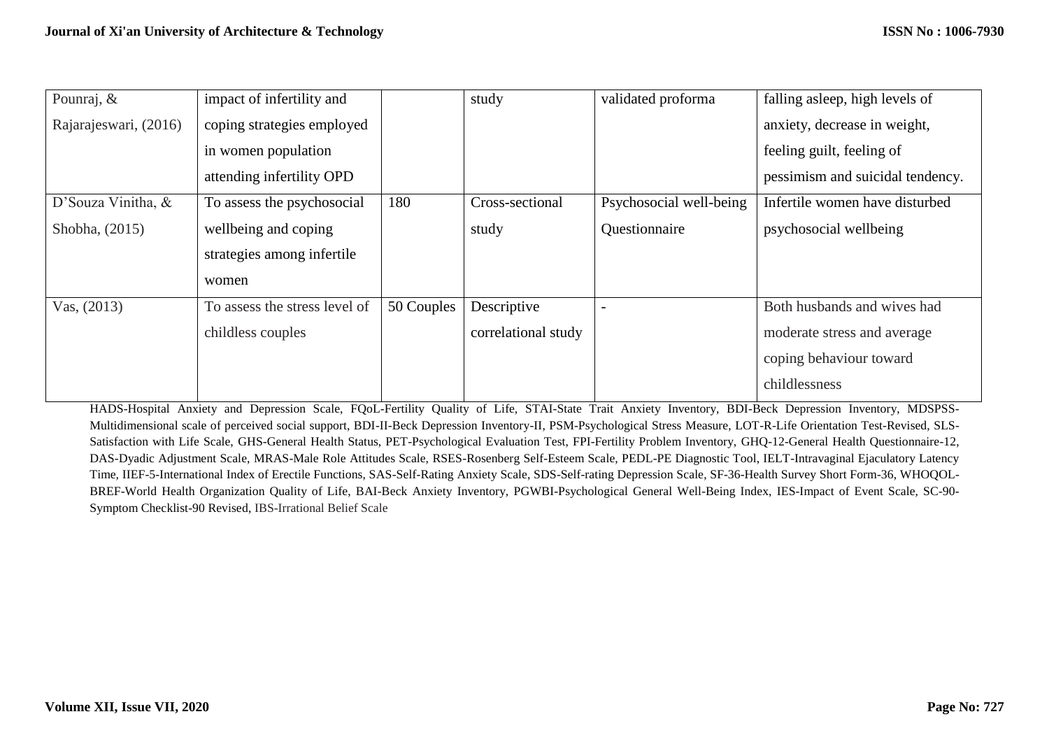| | | | | | |
|---|---|---|---|---|---|
| Pounraj, & Rajarajeswari, (2016) | impact of infertility and coping strategies employed in women population attending infertility OPD | | study | validated proforma | falling asleep, high levels of anxiety, decrease in weight, feeling guilt, feeling of pessimism and suicidal tendency. |
| D'Souza Vinitha, & Shobha, (2015) | To assess the psychosocial wellbeing and coping strategies among infertile women | 180 | Cross-sectional study | Psychosocial well-being Questionnaire | Infertile women have disturbed psychosocial wellbeing |
| Vas, (2013) | To assess the stress level of childless couples | 50 Couples | Descriptive correlational study | - | Both husbands and wives had moderate stress and average coping behaviour toward childlessness |

HADS-Hospital Anxiety and Depression Scale, FQoL-Fertility Quality of Life, STAI-State Trait Anxiety Inventory, BDI-Beck Depression Inventory, MDSPSS-Multidimensional scale of perceived social support, BDI-II-Beck Depression Inventory-II, PSM-Psychological Stress Measure, LOT-R-Life Orientation Test-Revised, SLS-Satisfaction with Life Scale, GHS-General Health Status, PET-Psychological Evaluation Test, FPI-Fertility Problem Inventory, GHQ-12-General Health Questionnaire-12, DAS-Dyadic Adjustment Scale, MRAS-Male Role Attitudes Scale, RSES-Rosenberg Self-Esteem Scale, PEDL-PE Diagnostic Tool, IELT-Intravaginal Ejaculatory Latency Time, IIEF-5-International Index of Erectile Functions, SAS-Self-Rating Anxiety Scale, SDS-Self-rating Depression Scale, SF-36-Health Survey Short Form-36, WHOQOL-BREF-World Health Organization Quality of Life, BAI-Beck Anxiety Inventory, PGWBI-Psychological General Well-Being Index, IES-Impact of Event Scale, SC-90-Symptom Checklist-90 Revised, IBS-Irrational Belief Scale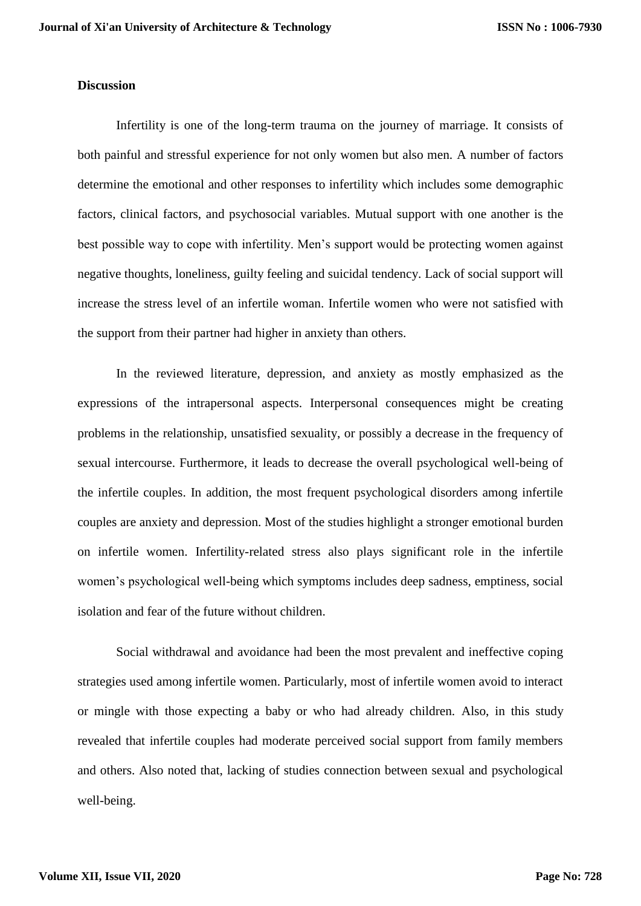**Discussion**

Infertility is one of the long-term trauma on the journey of marriage. It consists of both painful and stressful experience for not only women but also men. A number of factors determine the emotional and other responses to infertility which includes some demographic factors, clinical factors, and psychosocial variables. Mutual support with one another is the best possible way to cope with infertility. Men's support would be protecting women against negative thoughts, loneliness, guilty feeling and suicidal tendency. Lack of social support will increase the stress level of an infertile woman. Infertile women who were not satisfied with the support from their partner had higher in anxiety than others.

In the reviewed literature, depression, and anxiety as mostly emphasized as the expressions of the intrapersonal aspects. Interpersonal consequences might be creating problems in the relationship, unsatisfied sexuality, or possibly a decrease in the frequency of sexual intercourse. Furthermore, it leads to decrease the overall psychological well-being of the infertile couples. In addition, the most frequent psychological disorders among infertile couples are anxiety and depression. Most of the studies highlight a stronger emotional burden on infertile women. Infertility-related stress also plays significant role in the infertile women's psychological well-being which symptoms includes deep sadness, emptiness, social isolation and fear of the future without children.

Social withdrawal and avoidance had been the most prevalent and ineffective coping strategies used among infertile women. Particularly, most of infertile women avoid to interact or mingle with those expecting a baby or who had already children. Also, in this study revealed that infertile couples had moderate perceived social support from family members and others. Also noted that, lacking of studies connection between sexual and psychological well-being.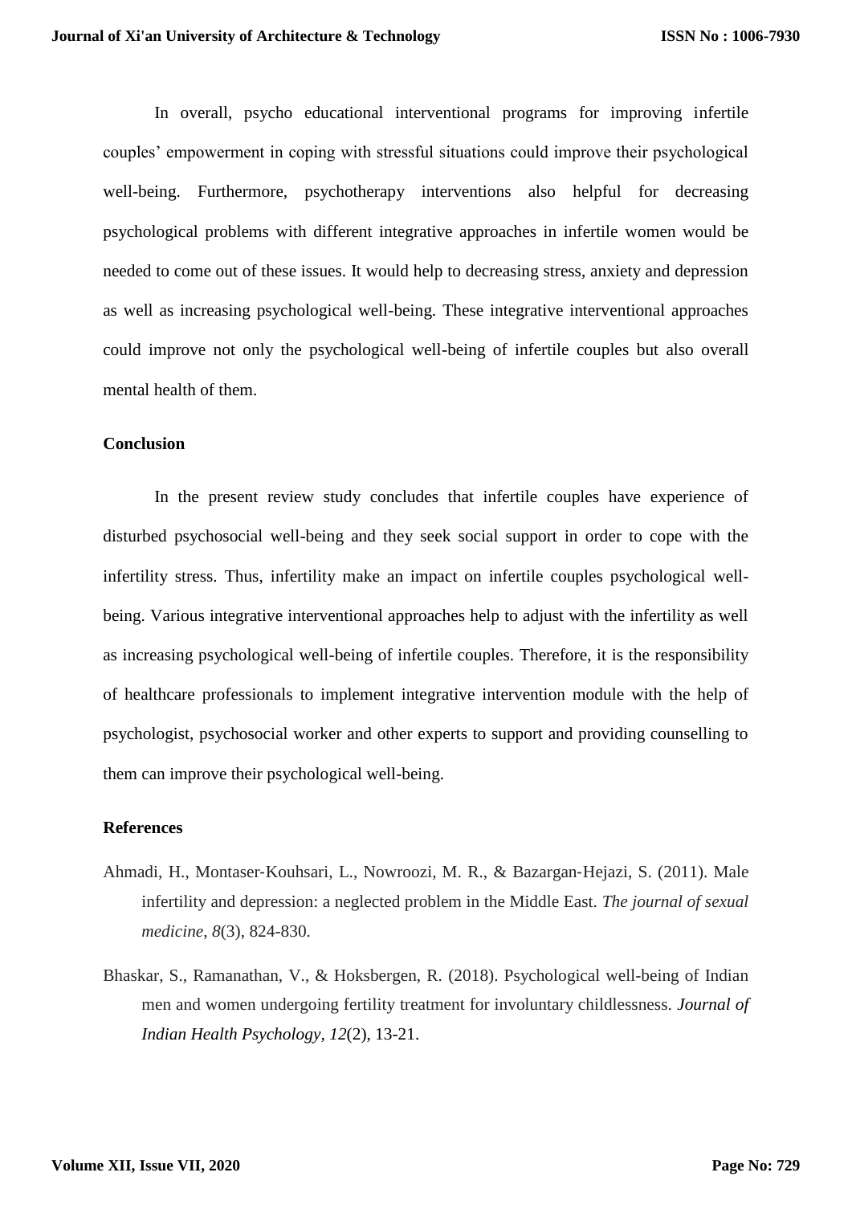In overall, psycho educational interventional programs for improving infertile couples' empowerment in coping with stressful situations could improve their psychological well-being. Furthermore, psychotherapy interventions also helpful for decreasing psychological problems with different integrative approaches in infertile women would be needed to come out of these issues. It would help to decreasing stress, anxiety and depression as well as increasing psychological well-being. These integrative interventional approaches could improve not only the psychological well-being of infertile couples but also overall mental health of them.

## Conclusion

In the present review study concludes that infertile couples have experience of disturbed psychosocial well-being and they seek social support in order to cope with the infertility stress. Thus, infertility make an impact on infertile couples psychological well-being. Various integrative interventional approaches help to adjust with the infertility as well as increasing psychological well-being of infertile couples. Therefore, it is the responsibility of healthcare professionals to implement integrative intervention module with the help of psychologist, psychosocial worker and other experts to support and providing counselling to them can improve their psychological well-being.

## References

Ahmadi, H., Montaser‐Kouhsari, L., Nowroozi, M. R., & Bazargan‐Hejazi, S. (2011). Male infertility and depression: a neglected problem in the Middle East. *The journal of sexual medicine*, *8*(3), 824-830.

Bhaskar, S., Ramanathan, V., & Hoksbergen, R. (2018). Psychological well-being of Indian men and women undergoing fertility treatment for involuntary childlessness. *Journal of Indian Health Psychology, 12*(2), 13-21.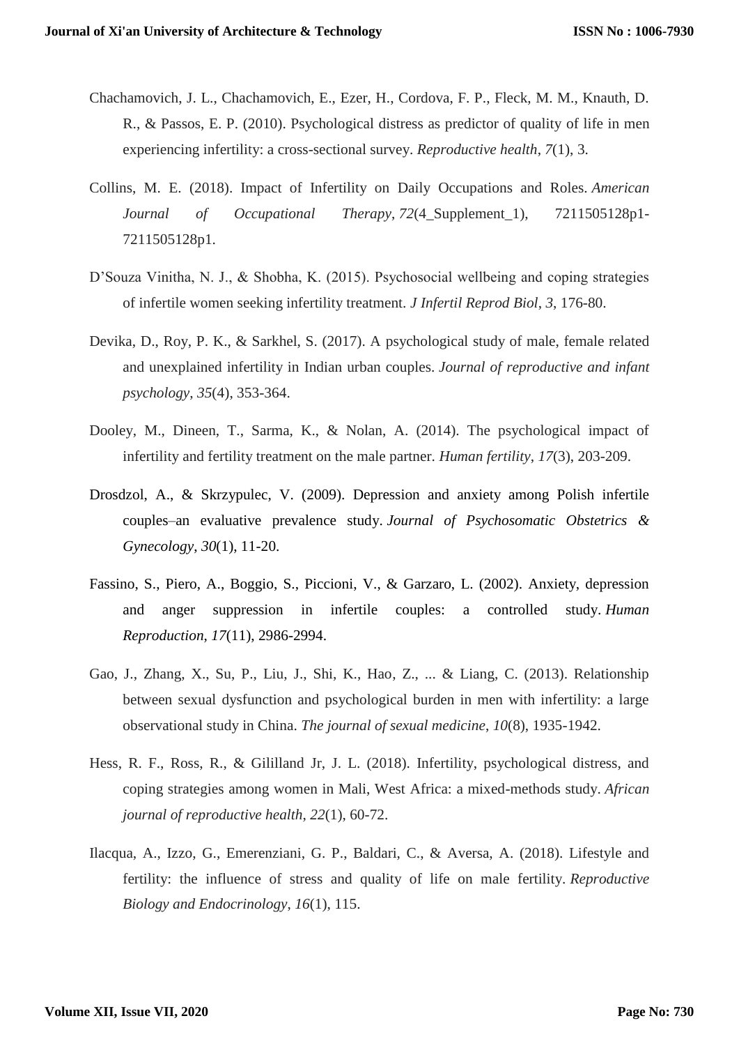Chachamovich, J. L., Chachamovich, E., Ezer, H., Cordova, F. P., Fleck, M. M., Knauth, D. R., & Passos, E. P. (2010). Psychological distress as predictor of quality of life in men experiencing infertility: a cross-sectional survey. *Reproductive health*, *7*(1), 3.

Collins, M. E. (2018). Impact of Infertility on Daily Occupations and Roles. *American Journal of Occupational Therapy*, *72*(4_Supplement_1), 7211505128p1-7211505128p1.

D'Souza Vinitha, N. J., & Shobha, K. (2015). Psychosocial wellbeing and coping strategies of infertile women seeking infertility treatment. *J Infertil Reprod Biol*, *3*, 176-80.

Devika, D., Roy, P. K., & Sarkhel, S. (2017). A psychological study of male, female related and unexplained infertility in Indian urban couples. *Journal of reproductive and infant psychology*, *35*(4), 353-364.

Dooley, M., Dineen, T., Sarma, K., & Nolan, A. (2014). The psychological impact of infertility and fertility treatment on the male partner. *Human fertility*, *17*(3), 203-209.

Drosdzol, A., & Skrzypulec, V. (2009). Depression and anxiety among Polish infertile couples–an evaluative prevalence study. *Journal of Psychosomatic Obstetrics & Gynecology*, *30*(1), 11-20.

Fassino, S., Piero, A., Boggio, S., Piccioni, V., & Garzaro, L. (2002). Anxiety, depression and anger suppression in infertile couples: a controlled study. *Human Reproduction*, *17*(11), 2986-2994.

Gao, J., Zhang, X., Su, P., Liu, J., Shi, K., Hao, Z., ... & Liang, C. (2013). Relationship between sexual dysfunction and psychological burden in men with infertility: a large observational study in China. *The journal of sexual medicine*, *10*(8), 1935-1942.

Hess, R. F., Ross, R., & Gililland Jr, J. L. (2018). Infertility, psychological distress, and coping strategies among women in Mali, West Africa: a mixed-methods study. *African journal of reproductive health*, *22*(1), 60-72.

Ilacqua, A., Izzo, G., Emerenziani, G. P., Baldari, C., & Aversa, A. (2018). Lifestyle and fertility: the influence of stress and quality of life on male fertility. *Reproductive Biology and Endocrinology*, *16*(1), 115.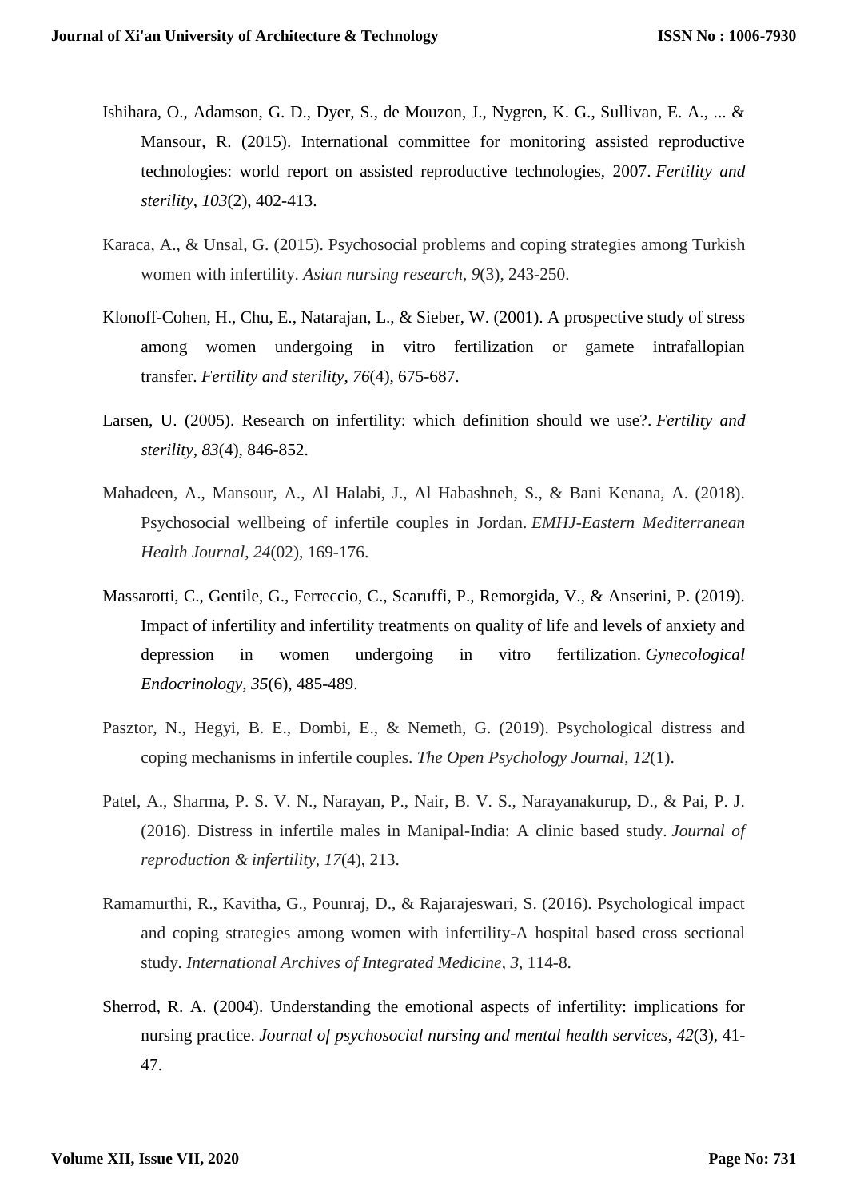Ishihara, O., Adamson, G. D., Dyer, S., de Mouzon, J., Nygren, K. G., Sullivan, E. A., ... & Mansour, R. (2015). International committee for monitoring assisted reproductive technologies: world report on assisted reproductive technologies, 2007. *Fertility and sterility*, *103*(2), 402-413.

Karaca, A., & Unsal, G. (2015). Psychosocial problems and coping strategies among Turkish women with infertility. *Asian nursing research*, *9*(3), 243-250.

Klonoff-Cohen, H., Chu, E., Natarajan, L., & Sieber, W. (2001). A prospective study of stress among women undergoing in vitro fertilization or gamete intrafallopian transfer. *Fertility and sterility*, *76*(4), 675-687.

Larsen, U. (2005). Research on infertility: which definition should we use?. *Fertility and sterility*, *83*(4), 846-852.

Mahadeen, A., Mansour, A., Al Halabi, J., Al Habashneh, S., & Bani Kenana, A. (2018). Psychosocial wellbeing of infertile couples in Jordan. *EMHJ-Eastern Mediterranean Health Journal*, *24*(02), 169-176.

Massarotti, C., Gentile, G., Ferreccio, C., Scaruffi, P., Remorgida, V., & Anserini, P. (2019). Impact of infertility and infertility treatments on quality of life and levels of anxiety and depression in women undergoing in vitro fertilization. *Gynecological Endocrinology*, *35*(6), 485-489.

Pasztor, N., Hegyi, B. E., Dombi, E., & Nemeth, G. (2019). Psychological distress and coping mechanisms in infertile couples. *The Open Psychology Journal*, *12*(1).

Patel, A., Sharma, P. S. V. N., Narayan, P., Nair, B. V. S., Narayanakurup, D., & Pai, P. J. (2016). Distress in infertile males in Manipal-India: A clinic based study. *Journal of reproduction & infertility*, *17*(4), 213.

Ramamurthi, R., Kavitha, G., Pounraj, D., & Rajarajeswari, S. (2016). Psychological impact and coping strategies among women with infertility-A hospital based cross sectional study. *International Archives of Integrated Medicine*, *3*, 114-8.

Sherrod, R. A. (2004). Understanding the emotional aspects of infertility: implications for nursing practice. *Journal of psychosocial nursing and mental health services*, *42*(3), 41-47.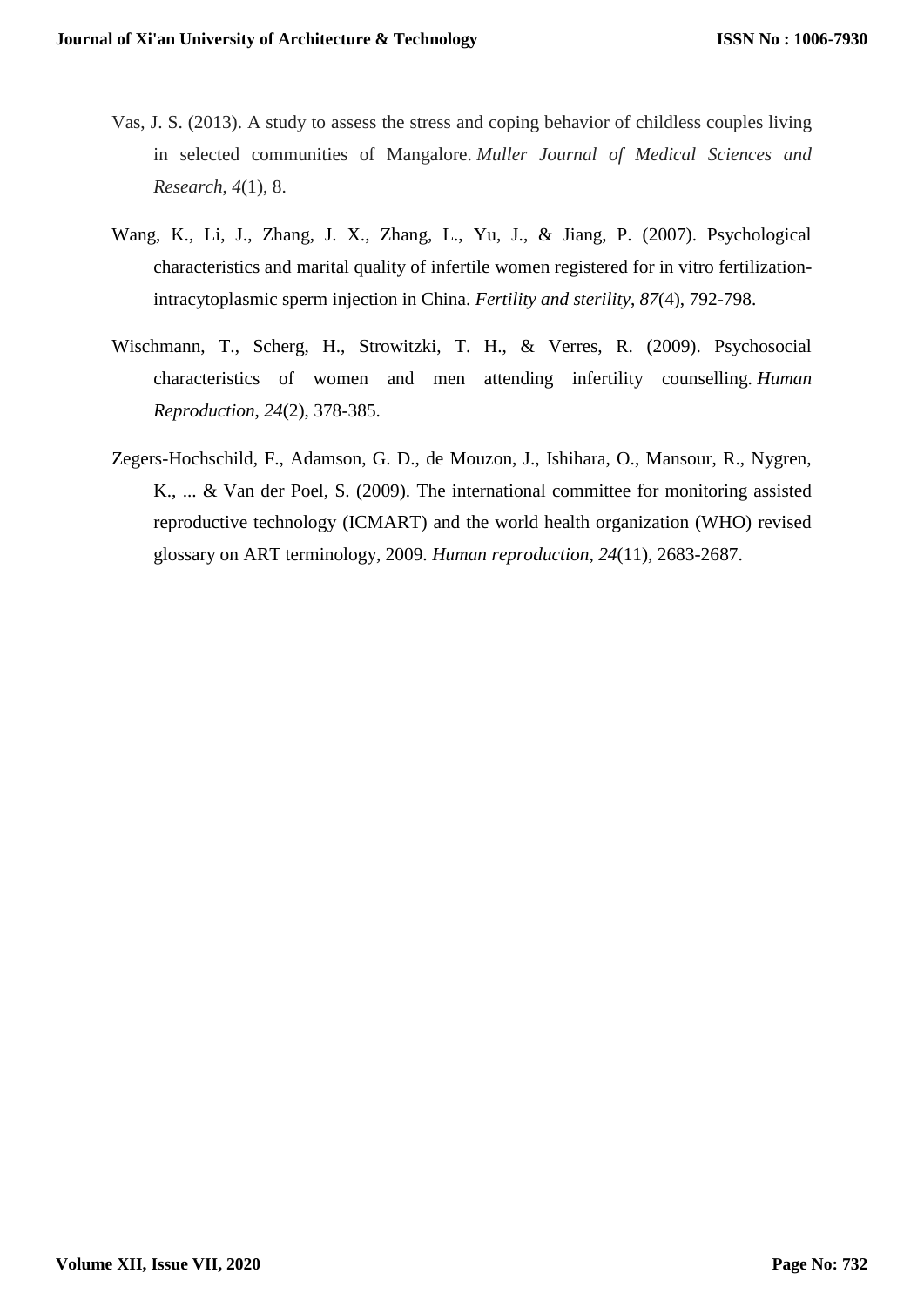Vas, J. S. (2013). A study to assess the stress and coping behavior of childless couples living in selected communities of Mangalore. *Muller Journal of Medical Sciences and Research*, *4*(1), 8.

Wang, K., Li, J., Zhang, J. X., Zhang, L., Yu, J., & Jiang, P. (2007). Psychological characteristics and marital quality of infertile women registered for in vitro fertilization-intracytoplasmic sperm injection in China. *Fertility and sterility*, *87*(4), 792-798.

Wischmann, T., Scherg, H., Strowitzki, T. H., & Verres, R. (2009). Psychosocial characteristics of women and men attending infertility counselling. *Human Reproduction*, *24*(2), 378-385.

Zegers-Hochschild, F., Adamson, G. D., de Mouzon, J., Ishihara, O., Mansour, R., Nygren, K., ... & Van der Poel, S. (2009). The international committee for monitoring assisted reproductive technology (ICMART) and the world health organization (WHO) revised glossary on ART terminology, 2009. *Human reproduction*, *24*(11), 2683-2687.